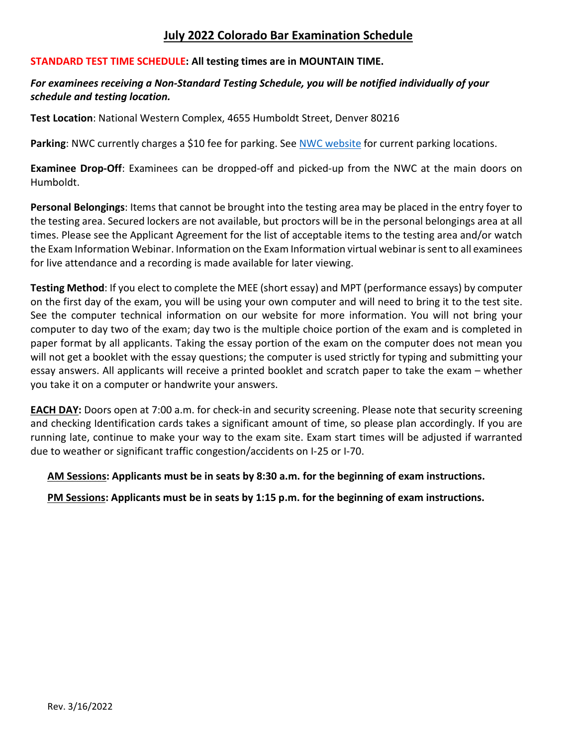# July 2022 Colorado Bar Examination Schedule

**STANDARD TEST TIME SCHEDULE: All testing times are in MOUNTAIN TIME.**

***For examinees receiving a Non-Standard Testing Schedule, you will be notified individually of your schedule and testing location.***

**Test Location**: National Western Complex, 4655 Humboldt Street, Denver 80216

**Parking**: NWC currently charges a $10 fee for parking. See NWC website for current parking locations.

**Examinee Drop-Off**: Examinees can be dropped-off and picked-up from the NWC at the main doors on Humboldt.

**Personal Belongings**: Items that cannot be brought into the testing area may be placed in the entry foyer to the testing area. Secured lockers are not available, but proctors will be in the personal belongings area at all times. Please see the Applicant Agreement for the list of acceptable items to the testing area and/or watch the Exam Information Webinar. Information on the Exam Information virtual webinar is sent to all examinees for live attendance and a recording is made available for later viewing.

**Testing Method**: If you elect to complete the MEE (short essay) and MPT (performance essays) by computer on the first day of the exam, you will be using your own computer and will need to bring it to the test site. See the computer technical information on our website for more information. You will not bring your computer to day two of the exam; day two is the multiple choice portion of the exam and is completed in paper format by all applicants. Taking the essay portion of the exam on the computer does not mean you will not get a booklet with the essay questions; the computer is used strictly for typing and submitting your essay answers. All applicants will receive a printed booklet and scratch paper to take the exam – whether you take it on a computer or handwrite your answers.

**EACH DAY:** Doors open at 7:00 a.m. for check-in and security screening. Please note that security screening and checking Identification cards takes a significant amount of time, so please plan accordingly. If you are running late, continue to make your way to the exam site. Exam start times will be adjusted if warranted due to weather or significant traffic congestion/accidents on I-25 or I-70.

**AM Sessions: Applicants must be in seats by 8:30 a.m. for the beginning of exam instructions.**

**PM Sessions: Applicants must be in seats by 1:15 p.m. for the beginning of exam instructions.**

Rev. 3/16/2022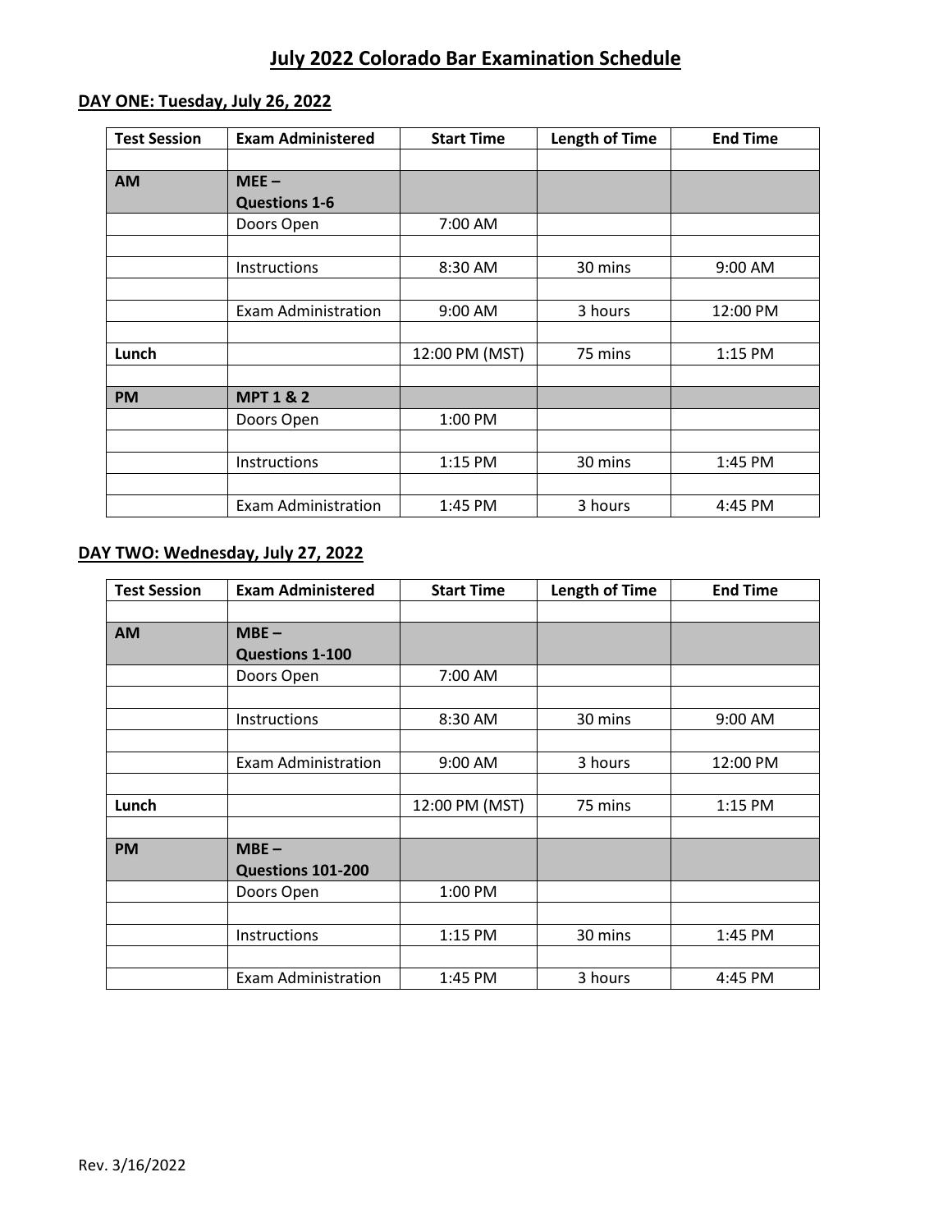# July 2022 Colorado Bar Examination Schedule

## DAY ONE: Tuesday, July 26, 2022

| Test Session | Exam Administered | Start Time | Length of Time | End Time |
|---|---|---|---|---|
| | | | | |
| **AM** | **MEE – Questions 1-6** | | | |
| | Doors Open | 7:00 AM | | |
| | | | | |
| | Instructions | 8:30 AM | 30 mins | 9:00 AM |
| | | | | |
| | Exam Administration | 9:00 AM | 3 hours | 12:00 PM |
| | | | | |
| **Lunch** | | 12:00 PM (MST) | 75 mins | 1:15 PM |
| | | | | |
| **PM** | **MPT 1 & 2** | | | |
| | Doors Open | 1:00 PM | | |
| | | | | |
| | Instructions | 1:15 PM | 30 mins | 1:45 PM |
| | | | | |
| | Exam Administration | 1:45 PM | 3 hours | 4:45 PM |

## DAY TWO: Wednesday, July 27, 2022

| Test Session | Exam Administered | Start Time | Length of Time | End Time |
|---|---|---|---|---|
| | | | | |
| **AM** | **MBE – Questions 1-100** | | | |
| | Doors Open | 7:00 AM | | |
| | | | | |
| | Instructions | 8:30 AM | 30 mins | 9:00 AM |
| | | | | |
| | Exam Administration | 9:00 AM | 3 hours | 12:00 PM |
| | | | | |
| **Lunch** | | 12:00 PM (MST) | 75 mins | 1:15 PM |
| | | | | |
| **PM** | **MBE – Questions 101-200** | | | |
| | Doors Open | 1:00 PM | | |
| | | | | |
| | Instructions | 1:15 PM | 30 mins | 1:45 PM |
| | | | | |
| | Exam Administration | 1:45 PM | 3 hours | 4:45 PM |

Rev. 3/16/2022